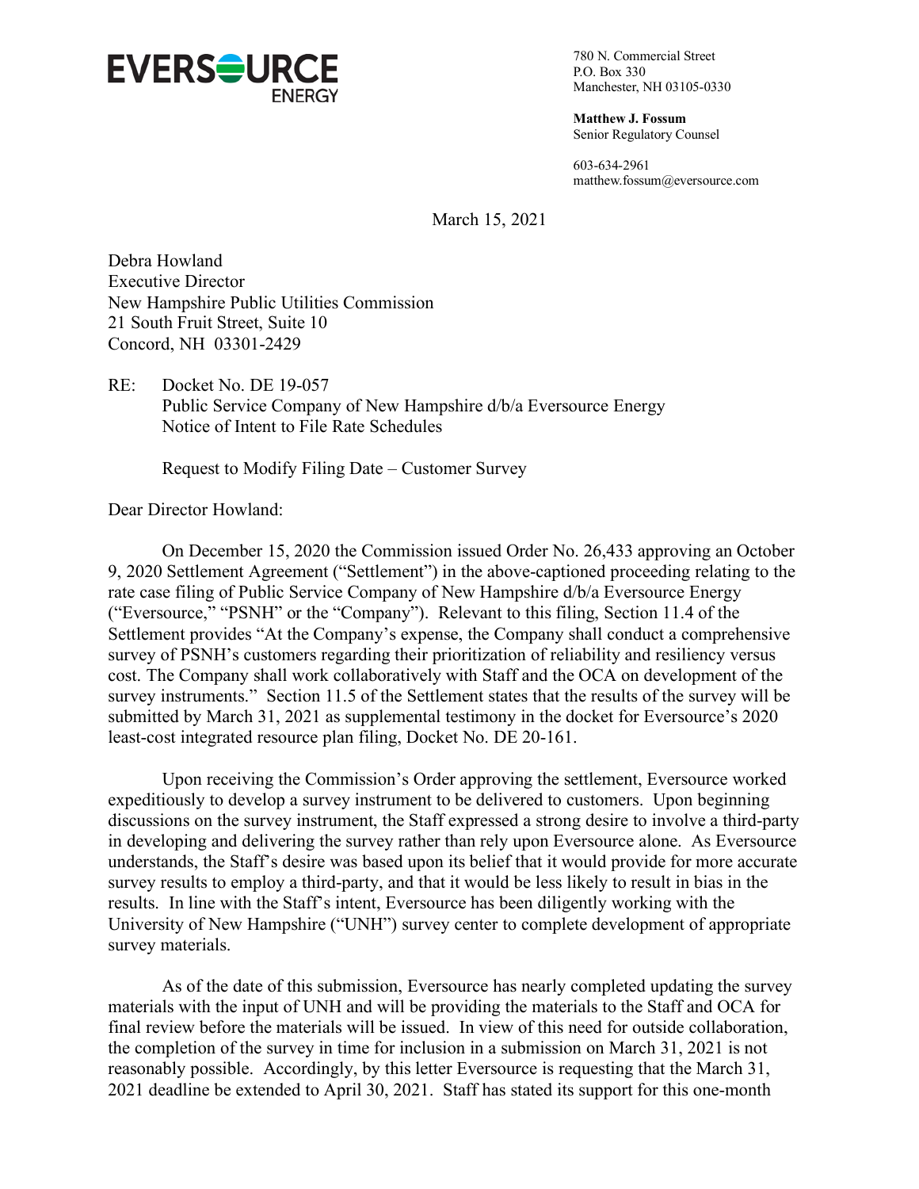**EVERSOURCE ENERGY**

780 N. Commercial Street
P.O. Box 330
Manchester, NH 03105-0330

**Matthew J. Fossum**
Senior Regulatory Counsel

603-634-2961
matthew.fossum@eversource.com

March 15, 2021

Debra Howland
Executive Director
New Hampshire Public Utilities Commission
21 South Fruit Street, Suite 10
Concord, NH 03301-2429

RE: Docket No. DE 19-057
Public Service Company of New Hampshire d/b/a Eversource Energy
Notice of Intent to File Rate Schedules

Request to Modify Filing Date – Customer Survey

Dear Director Howland:

On December 15, 2020 the Commission issued Order No. 26,433 approving an October 9, 2020 Settlement Agreement ("Settlement") in the above-captioned proceeding relating to the rate case filing of Public Service Company of New Hampshire d/b/a Eversource Energy ("Eversource," "PSNH" or the "Company"). Relevant to this filing, Section 11.4 of the Settlement provides "At the Company's expense, the Company shall conduct a comprehensive survey of PSNH's customers regarding their prioritization of reliability and resiliency versus cost. The Company shall work collaboratively with Staff and the OCA on development of the survey instruments." Section 11.5 of the Settlement states that the results of the survey will be submitted by March 31, 2021 as supplemental testimony in the docket for Eversource's 2020 least-cost integrated resource plan filing, Docket No. DE 20-161.

Upon receiving the Commission's Order approving the settlement, Eversource worked expeditiously to develop a survey instrument to be delivered to customers. Upon beginning discussions on the survey instrument, the Staff expressed a strong desire to involve a third-party in developing and delivering the survey rather than rely upon Eversource alone. As Eversource understands, the Staff's desire was based upon its belief that it would provide for more accurate survey results to employ a third-party, and that it would be less likely to result in bias in the results. In line with the Staff's intent, Eversource has been diligently working with the University of New Hampshire ("UNH") survey center to complete development of appropriate survey materials.

As of the date of this submission, Eversource has nearly completed updating the survey materials with the input of UNH and will be providing the materials to the Staff and OCA for final review before the materials will be issued. In view of this need for outside collaboration, the completion of the survey in time for inclusion in a submission on March 31, 2021 is not reasonably possible. Accordingly, by this letter Eversource is requesting that the March 31, 2021 deadline be extended to April 30, 2021. Staff has stated its support for this one-month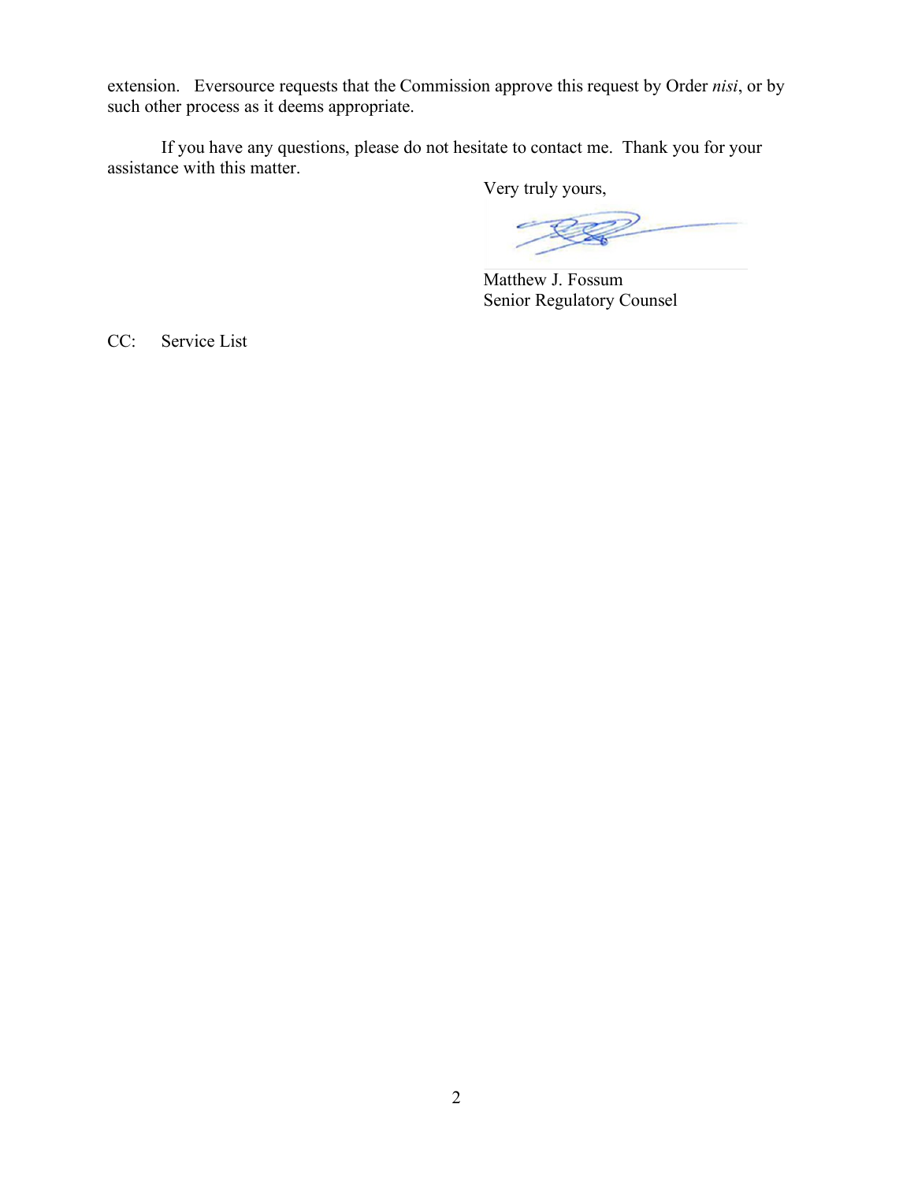extension. Eversource requests that the Commission approve this request by Order *nisi*, or by such other process as it deems appropriate.

If you have any questions, please do not hesitate to contact me. Thank you for your assistance with this matter.

Very truly yours,

Matthew J. Fossum
Senior Regulatory Counsel

CC: Service List